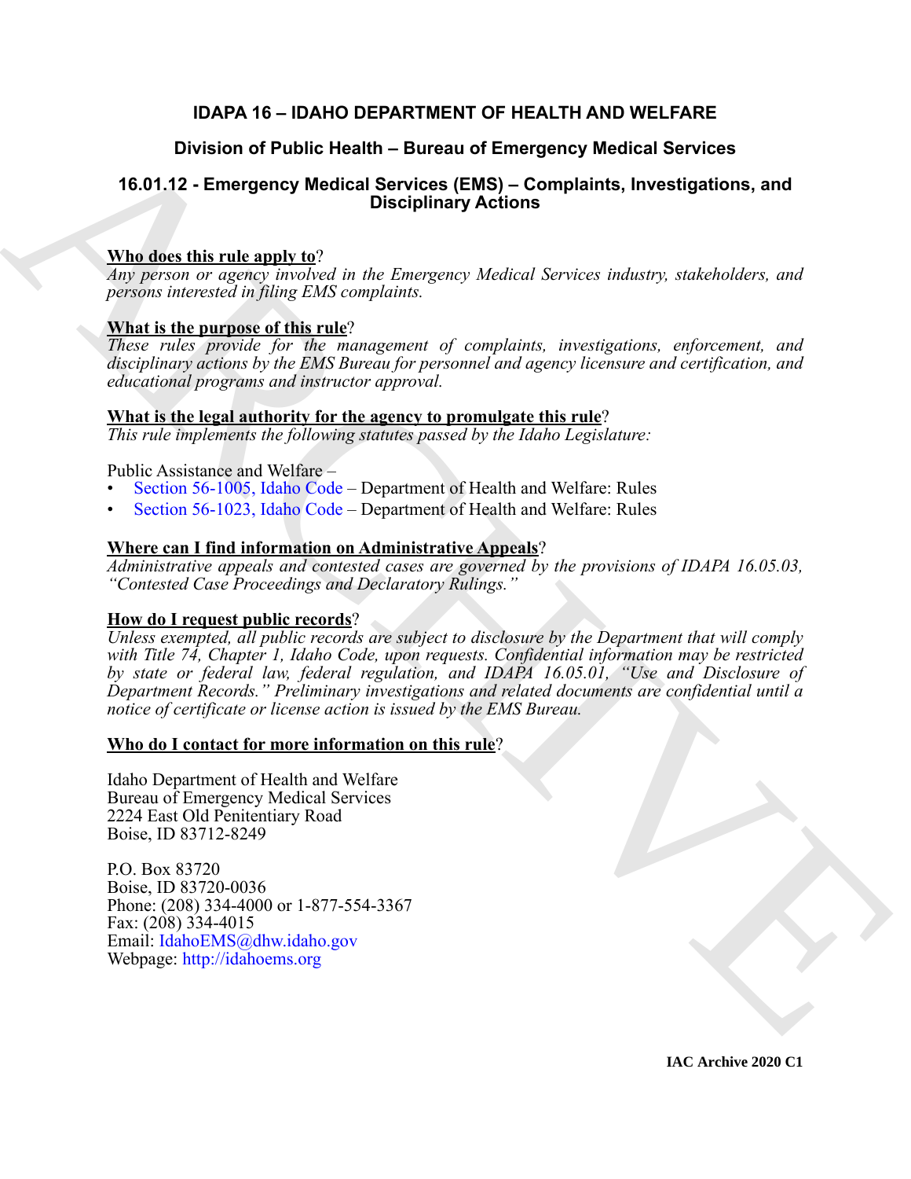# IDAPA 16 – IDAHO DEPARTMENT OF HEALTH AND WELFARE

## Division of Public Health – Bureau of Emergency Medical Services

## 16.01.12 - Emergency Medical Services (EMS) – Complaints, Investigations, and Disciplinary Actions

**Who does this rule apply to?**
*Any person or agency involved in the Emergency Medical Services industry, stakeholders, and persons interested in filing EMS complaints.*

**What is the purpose of this rule?**
*These rules provide for the management of complaints, investigations, enforcement, and disciplinary actions by the EMS Bureau for personnel and agency licensure and certification, and educational programs and instructor approval.*

**What is the legal authority for the agency to promulgate this rule?**
*This rule implements the following statutes passed by the Idaho Legislature:*

Public Assistance and Welfare –
- Section 56-1005, Idaho Code – Department of Health and Welfare: Rules
- Section 56-1023, Idaho Code – Department of Health and Welfare: Rules

**Where can I find information on Administrative Appeals?**
*Administrative appeals and contested cases are governed by the provisions of IDAPA 16.05.03, "Contested Case Proceedings and Declaratory Rulings."*

**How do I request public records?**
*Unless exempted, all public records are subject to disclosure by the Department that will comply with Title 74, Chapter 1, Idaho Code, upon requests. Confidential information may be restricted by state or federal law, federal regulation, and IDAPA 16.05.01, "Use and Disclosure of Department Records." Preliminary investigations and related documents are confidential until a notice of certificate or license action is issued by the EMS Bureau.*

**Who do I contact for more information on this rule?**

Idaho Department of Health and Welfare
Bureau of Emergency Medical Services
2224 East Old Penitentiary Road
Boise, ID 83712-8249

P.O. Box 83720
Boise, ID 83720-0036
Phone: (208) 334-4000 or 1-877-554-3367
Fax: (208) 334-4015
Email: IdahoEMS@dhw.idaho.gov
Webpage: http://idahoems.org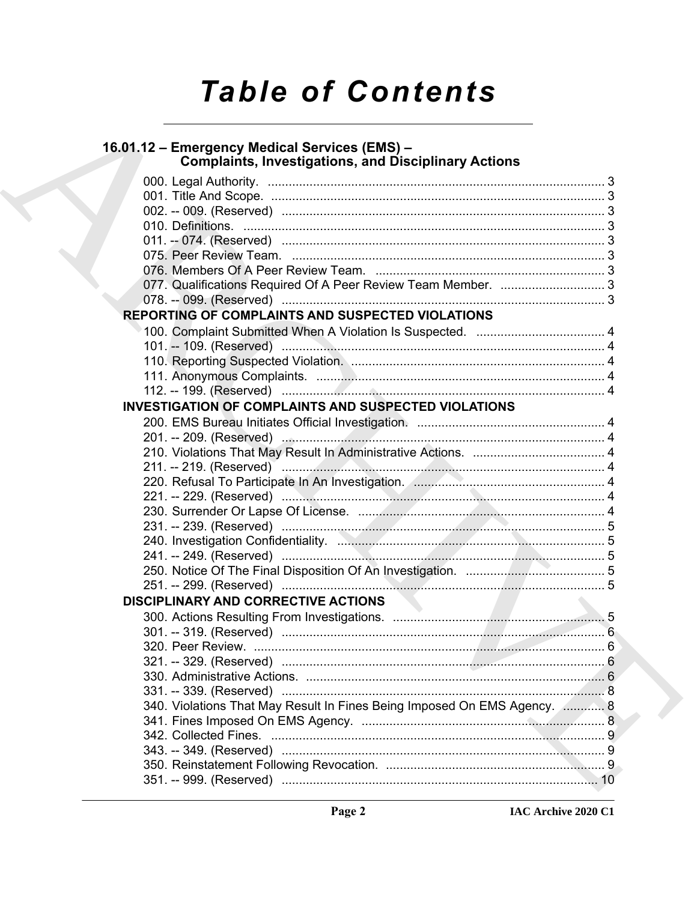# Table of Contents

## 16.01.12 – Emergency Medical Services (EMS) – Complaints, Investigations, and Disciplinary Actions

000. Legal Authority. ..... 3
001. Title And Scope. ..... 3
002. -- 009. (Reserved) ..... 3
010. Definitions. ..... 3
011. -- 074. (Reserved) ..... 3
075. Peer Review Team. ..... 3
076. Members Of A Peer Review Team. ..... 3
077. Qualifications Required Of A Peer Review Team Member. ..... 3
078. -- 099. (Reserved) ..... 3

### REPORTING OF COMPLAINTS AND SUSPECTED VIOLATIONS

100. Complaint Submitted When A Violation Is Suspected. ..... 4
101. -- 109. (Reserved) ..... 4
110. Reporting Suspected Violation. ..... 4
111. Anonymous Complaints. ..... 4
112. -- 199. (Reserved) ..... 4

### INVESTIGATION OF COMPLAINTS AND SUSPECTED VIOLATIONS

200. EMS Bureau Initiates Official Investigation. ..... 4
201. -- 209. (Reserved) ..... 4
210. Violations That May Result In Administrative Actions. ..... 4
211. -- 219. (Reserved) ..... 4
220. Refusal To Participate In An Investigation. ..... 4
221. -- 229. (Reserved) ..... 4
230. Surrender Or Lapse Of License. ..... 4
231. -- 239. (Reserved) ..... 5
240. Investigation Confidentiality. ..... 5
241. -- 249. (Reserved) ..... 5
250. Notice Of The Final Disposition Of An Investigation. ..... 5
251. -- 299. (Reserved) ..... 5

### DISCIPLINARY AND CORRECTIVE ACTIONS

300. Actions Resulting From Investigations. ..... 5
301. -- 319. (Reserved) ..... 6
320. Peer Review. ..... 6
321. -- 329. (Reserved) ..... 6
330. Administrative Actions. ..... 6
331. -- 339. (Reserved) ..... 8
340. Violations That May Result In Fines Being Imposed On EMS Agency. ..... 8
341. Fines Imposed On EMS Agency. ..... 8
342. Collected Fines. ..... 9
343. -- 349. (Reserved) ..... 9
350. Reinstatement Following Revocation. ..... 9
351. -- 999. (Reserved) ..... 10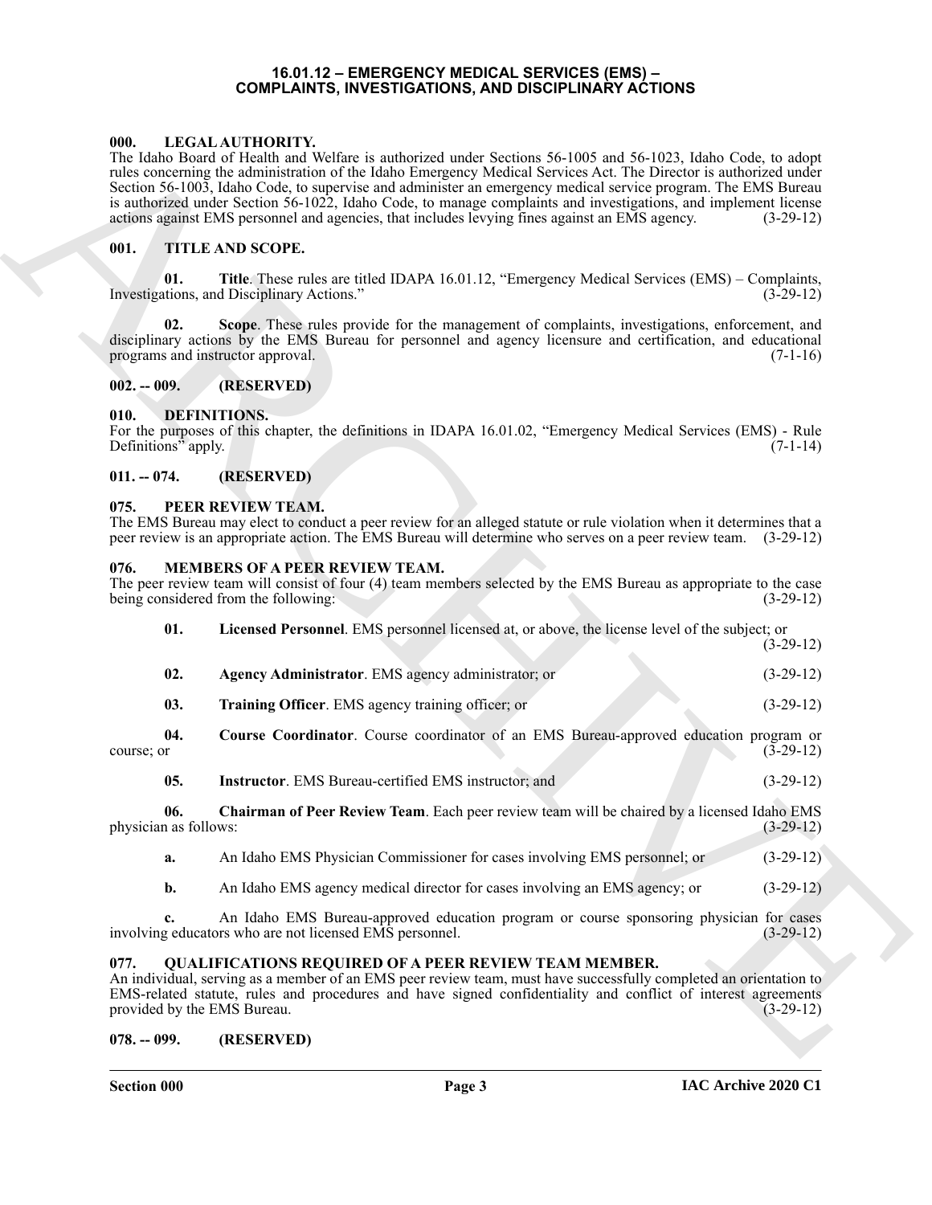# 16.01.12 – EMERGENCY MEDICAL SERVICES (EMS) – COMPLAINTS, INVESTIGATIONS, AND DISCIPLINARY ACTIONS

## 000. LEGAL AUTHORITY.

The Idaho Board of Health and Welfare is authorized under Sections 56-1005 and 56-1023, Idaho Code, to adopt rules concerning the administration of the Idaho Emergency Medical Services Act. The Director is authorized under Section 56-1003, Idaho Code, to supervise and administer an emergency medical service program. The EMS Bureau is authorized under Section 56-1022, Idaho Code, to manage complaints and investigations, and implement license actions against EMS personnel and agencies, that includes levying fines against an EMS agency. (3-29-12)

## 001. TITLE AND SCOPE.

**01. Title**. These rules are titled IDAPA 16.01.12, "Emergency Medical Services (EMS) – Complaints, Investigations, and Disciplinary Actions." (3-29-12)

**02. Scope**. These rules provide for the management of complaints, investigations, enforcement, and disciplinary actions by the EMS Bureau for personnel and agency licensure and certification, and educational programs and instructor approval. (7-1-16)

## 002. -- 009. (RESERVED)

## 010. DEFINITIONS.

For the purposes of this chapter, the definitions in IDAPA 16.01.02, "Emergency Medical Services (EMS) - Rule Definitions" apply. (7-1-14)

## 011. -- 074. (RESERVED)

## 075. PEER REVIEW TEAM.

The EMS Bureau may elect to conduct a peer review for an alleged statute or rule violation when it determines that a peer review is an appropriate action. The EMS Bureau will determine who serves on a peer review team. (3-29-12)

## 076. MEMBERS OF A PEER REVIEW TEAM.

The peer review team will consist of four (4) team members selected by the EMS Bureau as appropriate to the case being considered from the following: (3-29-12)

**01. Licensed Personnel**. EMS personnel licensed at, or above, the license level of the subject; or (3-29-12)

**02. Agency Administrator**. EMS agency administrator; or (3-29-12)

**03. Training Officer**. EMS agency training officer; or (3-29-12)

**04. Course Coordinator**. Course coordinator of an EMS Bureau-approved education program or course; or (3-29-12)

**05. Instructor**. EMS Bureau-certified EMS instructor; and (3-29-12)

**06. Chairman of Peer Review Team**. Each peer review team will be chaired by a licensed Idaho EMS physician as follows: (3-29-12)

**a.** An Idaho EMS Physician Commissioner for cases involving EMS personnel; or (3-29-12)

**b.** An Idaho EMS agency medical director for cases involving an EMS agency; or (3-29-12)

**c.** An Idaho EMS Bureau-approved education program or course sponsoring physician for cases involving educators who are not licensed EMS personnel. (3-29-12)

## 077. QUALIFICATIONS REQUIRED OF A PEER REVIEW TEAM MEMBER.

An individual, serving as a member of an EMS peer review team, must have successfully completed an orientation to EMS-related statute, rules and procedures and have signed confidentiality and conflict of interest agreements provided by the EMS Bureau. (3-29-12)

## 078. -- 099. (RESERVED)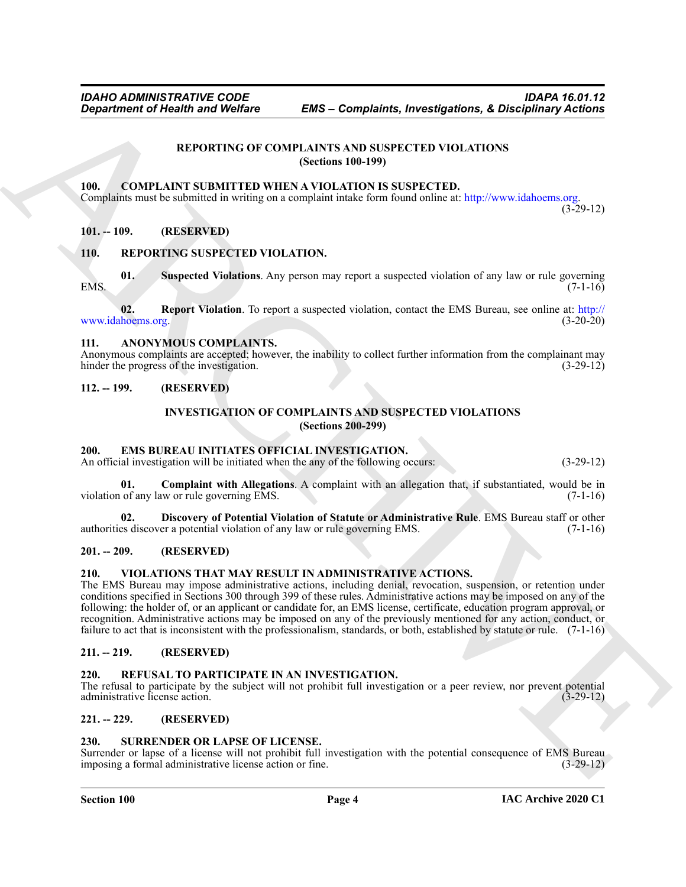## REPORTING OF COMPLAINTS AND SUSPECTED VIOLATIONS
(Sections 100-199)

### 100. COMPLAINT SUBMITTED WHEN A VIOLATION IS SUSPECTED.
Complaints must be submitted in writing on a complaint intake form found online at: http://www.idahoems.org. (3-29-12)

### 101. -- 109. (RESERVED)

### 110. REPORTING SUSPECTED VIOLATION.

**01. Suspected Violations**. Any person may report a suspected violation of any law or rule governing EMS. (7-1-16)

**02. Report Violation**. To report a suspected violation, contact the EMS Bureau, see online at: http://www.idahoems.org. (3-20-20)

### 111. ANONYMOUS COMPLAINTS.
Anonymous complaints are accepted; however, the inability to collect further information from the complainant may hinder the progress of the investigation. (3-29-12)

### 112. -- 199. (RESERVED)

## INVESTIGATION OF COMPLAINTS AND SUSPECTED VIOLATIONS
(Sections 200-299)

### 200. EMS BUREAU INITIATES OFFICIAL INVESTIGATION.
An official investigation will be initiated when the any of the following occurs: (3-29-12)

**01. Complaint with Allegations**. A complaint with an allegation that, if substantiated, would be in violation of any law or rule governing EMS. (7-1-16)

**02. Discovery of Potential Violation of Statute or Administrative Rule**. EMS Bureau staff or other authorities discover a potential violation of any law or rule governing EMS. (7-1-16)

### 201. -- 209. (RESERVED)

### 210. VIOLATIONS THAT MAY RESULT IN ADMINISTRATIVE ACTIONS.
The EMS Bureau may impose administrative actions, including denial, revocation, suspension, or retention under conditions specified in Sections 300 through 399 of these rules. Administrative actions may be imposed on any of the following: the holder of, or an applicant or candidate for, an EMS license, certificate, education program approval, or recognition. Administrative actions may be imposed on any of the previously mentioned for any action, conduct, or failure to act that is inconsistent with the professionalism, standards, or both, established by statute or rule. (7-1-16)

### 211. -- 219. (RESERVED)

### 220. REFUSAL TO PARTICIPATE IN AN INVESTIGATION.
The refusal to participate by the subject will not prohibit full investigation or a peer review, nor prevent potential administrative license action. (3-29-12)

### 221. -- 229. (RESERVED)

### 230. SURRENDER OR LAPSE OF LICENSE.
Surrender or lapse of a license will not prohibit full investigation with the potential consequence of EMS Bureau imposing a formal administrative license action or fine. (3-29-12)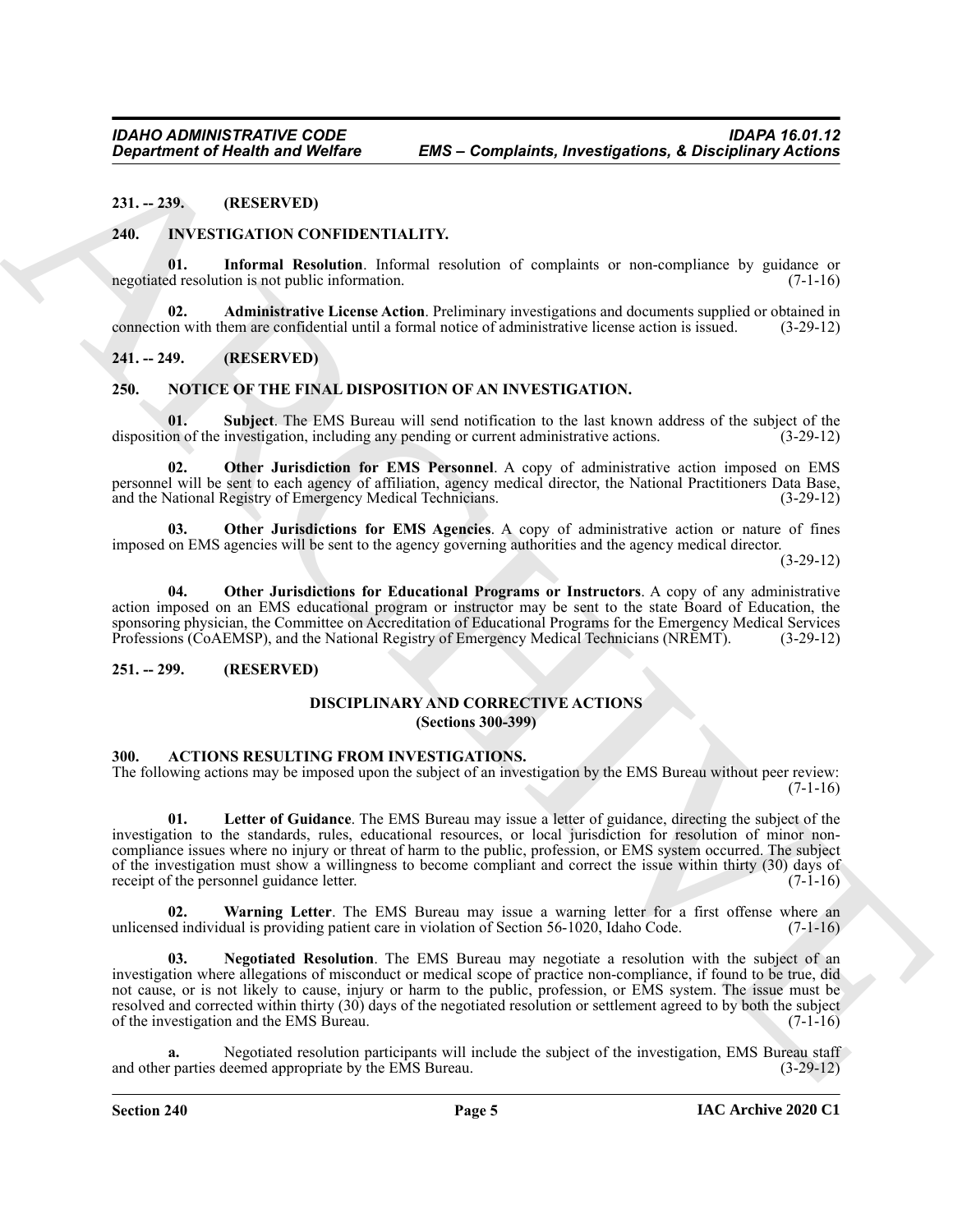**231. -- 239. (RESERVED)**

**240. INVESTIGATION CONFIDENTIALITY.**

**01. Informal Resolution**. Informal resolution of complaints or non-compliance by guidance or negotiated resolution is not public information. (7-1-16)

**02. Administrative License Action**. Preliminary investigations and documents supplied or obtained in connection with them are confidential until a formal notice of administrative license action is issued. (3-29-12)

**241. -- 249. (RESERVED)**

**250. NOTICE OF THE FINAL DISPOSITION OF AN INVESTIGATION.**

**01. Subject**. The EMS Bureau will send notification to the last known address of the subject of the disposition of the investigation, including any pending or current administrative actions. (3-29-12)

**02. Other Jurisdiction for EMS Personnel**. A copy of administrative action imposed on EMS personnel will be sent to each agency of affiliation, agency medical director, the National Practitioners Data Base, and the National Registry of Emergency Medical Technicians. (3-29-12)

**03. Other Jurisdictions for EMS Agencies**. A copy of administrative action or nature of fines imposed on EMS agencies will be sent to the agency governing authorities and the agency medical director. (3-29-12)

**04. Other Jurisdictions for Educational Programs or Instructors**. A copy of any administrative action imposed on an EMS educational program or instructor may be sent to the state Board of Education, the sponsoring physician, the Committee on Accreditation of Educational Programs for the Emergency Medical Services Professions (CoAEMSP), and the National Registry of Emergency Medical Technicians (NREMT). (3-29-12)

**251. -- 299. (RESERVED)**

## DISCIPLINARY AND CORRECTIVE ACTIONS
### (Sections 300-399)

**300. ACTIONS RESULTING FROM INVESTIGATIONS.**

The following actions may be imposed upon the subject of an investigation by the EMS Bureau without peer review: (7-1-16)

**01. Letter of Guidance**. The EMS Bureau may issue a letter of guidance, directing the subject of the investigation to the standards, rules, educational resources, or local jurisdiction for resolution of minor non-compliance issues where no injury or threat of harm to the public, profession, or EMS system occurred. The subject of the investigation must show a willingness to become compliant and correct the issue within thirty (30) days of receipt of the personnel guidance letter. (7-1-16)

**02. Warning Letter**. The EMS Bureau may issue a warning letter for a first offense where an unlicensed individual is providing patient care in violation of Section 56-1020, Idaho Code. (7-1-16)

**03. Negotiated Resolution**. The EMS Bureau may negotiate a resolution with the subject of an investigation where allegations of misconduct or medical scope of practice non-compliance, if found to be true, did not cause, or is not likely to cause, injury or harm to the public, profession, or EMS system. The issue must be resolved and corrected within thirty (30) days of the negotiated resolution or settlement agreed to by both the subject of the investigation and the EMS Bureau. (7-1-16)

**a.** Negotiated resolution participants will include the subject of the investigation, EMS Bureau staff and other parties deemed appropriate by the EMS Bureau. (3-29-12)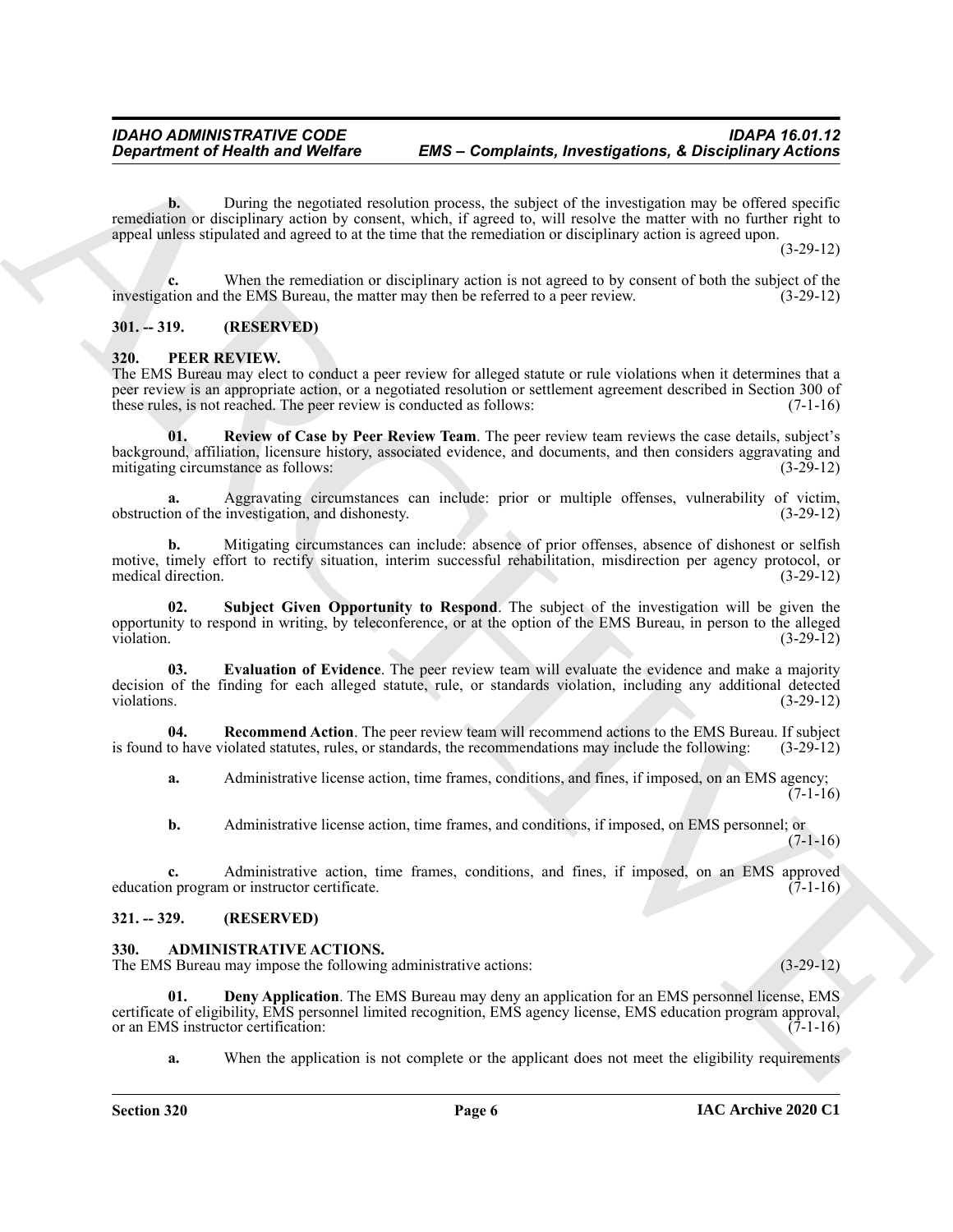**b.** During the negotiated resolution process, the subject of the investigation may be offered specific remediation or disciplinary action by consent, which, if agreed to, will resolve the matter with no further right to appeal unless stipulated and agreed to at the time that the remediation or disciplinary action is agreed upon. (3-29-12)

**c.** When the remediation or disciplinary action is not agreed to by consent of both the subject of the investigation and the EMS Bureau, the matter may then be referred to a peer review. (3-29-12)

## 301. -- 319. (RESERVED)

## 320. PEER REVIEW.

The EMS Bureau may elect to conduct a peer review for alleged statute or rule violations when it determines that a peer review is an appropriate action, or a negotiated resolution or settlement agreement described in Section 300 of these rules, is not reached. The peer review is conducted as follows: (7-1-16)

**01. Review of Case by Peer Review Team**. The peer review team reviews the case details, subject's background, affiliation, licensure history, associated evidence, and documents, and then considers aggravating and mitigating circumstance as follows: (3-29-12)

**a.** Aggravating circumstances can include: prior or multiple offenses, vulnerability of victim, obstruction of the investigation, and dishonesty. (3-29-12)

**b.** Mitigating circumstances can include: absence of prior offenses, absence of dishonest or selfish motive, timely effort to rectify situation, interim successful rehabilitation, misdirection per agency protocol, or medical direction. (3-29-12)

**02. Subject Given Opportunity to Respond**. The subject of the investigation will be given the opportunity to respond in writing, by teleconference, or at the option of the EMS Bureau, in person to the alleged violation. (3-29-12)

**03. Evaluation of Evidence**. The peer review team will evaluate the evidence and make a majority decision of the finding for each alleged statute, rule, or standards violation, including any additional detected violations. (3-29-12)

**04. Recommend Action**. The peer review team will recommend actions to the EMS Bureau. If subject is found to have violated statutes, rules, or standards, the recommendations may include the following: (3-29-12)

**a.** Administrative license action, time frames, conditions, and fines, if imposed, on an EMS agency; (7-1-16)

**b.** Administrative license action, time frames, and conditions, if imposed, on EMS personnel; or (7-1-16)

**c.** Administrative action, time frames, conditions, and fines, if imposed, on an EMS approved education program or instructor certificate. (7-1-16)

## 321. -- 329. (RESERVED)

## 330. ADMINISTRATIVE ACTIONS.

The EMS Bureau may impose the following administrative actions: (3-29-12)

**01. Deny Application**. The EMS Bureau may deny an application for an EMS personnel license, EMS certificate of eligibility, EMS personnel limited recognition, EMS agency license, EMS education program approval, or an EMS instructor certification: (7-1-16)

**a.** When the application is not complete or the applicant does not meet the eligibility requirements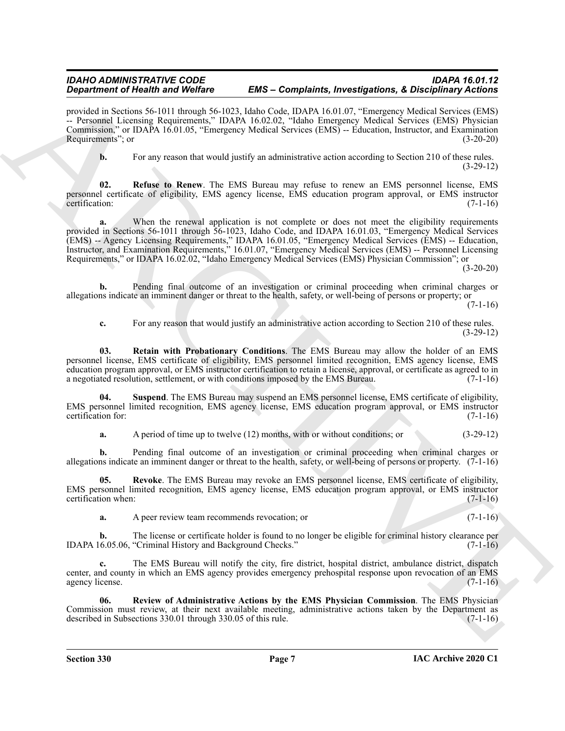provided in Sections 56-1011 through 56-1023, Idaho Code, IDAPA 16.01.07, "Emergency Medical Services (EMS) -- Personnel Licensing Requirements," IDAPA 16.02.02, "Idaho Emergency Medical Services (EMS) Physician Commission," or IDAPA 16.01.05, "Emergency Medical Services (EMS) -- Education, Instructor, and Examination Requirements"; or (3-20-20)

**b.** For any reason that would justify an administrative action according to Section 210 of these rules. (3-29-12)

**02. Refuse to Renew**. The EMS Bureau may refuse to renew an EMS personnel license, EMS personnel certificate of eligibility, EMS agency license, EMS education program approval, or EMS instructor certification: (7-1-16)

**a.** When the renewal application is not complete or does not meet the eligibility requirements provided in Sections 56-1011 through 56-1023, Idaho Code, and IDAPA 16.01.03, "Emergency Medical Services (EMS) -- Agency Licensing Requirements," IDAPA 16.01.05, "Emergency Medical Services (EMS) -- Education, Instructor, and Examination Requirements," 16.01.07, "Emergency Medical Services (EMS) -- Personnel Licensing Requirements," or IDAPA 16.02.02, "Idaho Emergency Medical Services (EMS) Physician Commission"; or (3-20-20)

**b.** Pending final outcome of an investigation or criminal proceeding when criminal charges or allegations indicate an imminent danger or threat to the health, safety, or well-being of persons or property; or (7-1-16)

**c.** For any reason that would justify an administrative action according to Section 210 of these rules. (3-29-12)

**03. Retain with Probationary Conditions**. The EMS Bureau may allow the holder of an EMS personnel license, EMS certificate of eligibility, EMS personnel limited recognition, EMS agency license, EMS education program approval, or EMS instructor certification to retain a license, approval, or certificate as agreed to in a negotiated resolution, settlement, or with conditions imposed by the EMS Bureau. (7-1-16)

**04. Suspend**. The EMS Bureau may suspend an EMS personnel license, EMS certificate of eligibility, EMS personnel limited recognition, EMS agency license, EMS education program approval, or EMS instructor certification for: (7-1-16)

**a.** A period of time up to twelve (12) months, with or without conditions; or (3-29-12)

**b.** Pending final outcome of an investigation or criminal proceeding when criminal charges or allegations indicate an imminent danger or threat to the health, safety, or well-being of persons or property. (7-1-16)

**05. Revoke**. The EMS Bureau may revoke an EMS personnel license, EMS certificate of eligibility, EMS personnel limited recognition, EMS agency license, EMS education program approval, or EMS instructor certification when: (7-1-16)

**a.** A peer review team recommends revocation; or (7-1-16)

**b.** The license or certificate holder is found to no longer be eligible for criminal history clearance per IDAPA 16.05.06, "Criminal History and Background Checks." (7-1-16)

**c.** The EMS Bureau will notify the city, fire district, hospital district, ambulance district, dispatch center, and county in which an EMS agency provides emergency prehospital response upon revocation of an EMS agency license. (7-1-16)

**06. Review of Administrative Actions by the EMS Physician Commission**. The EMS Physician Commission must review, at their next available meeting, administrative actions taken by the Department as described in Subsections 330.01 through 330.05 of this rule. (7-1-16)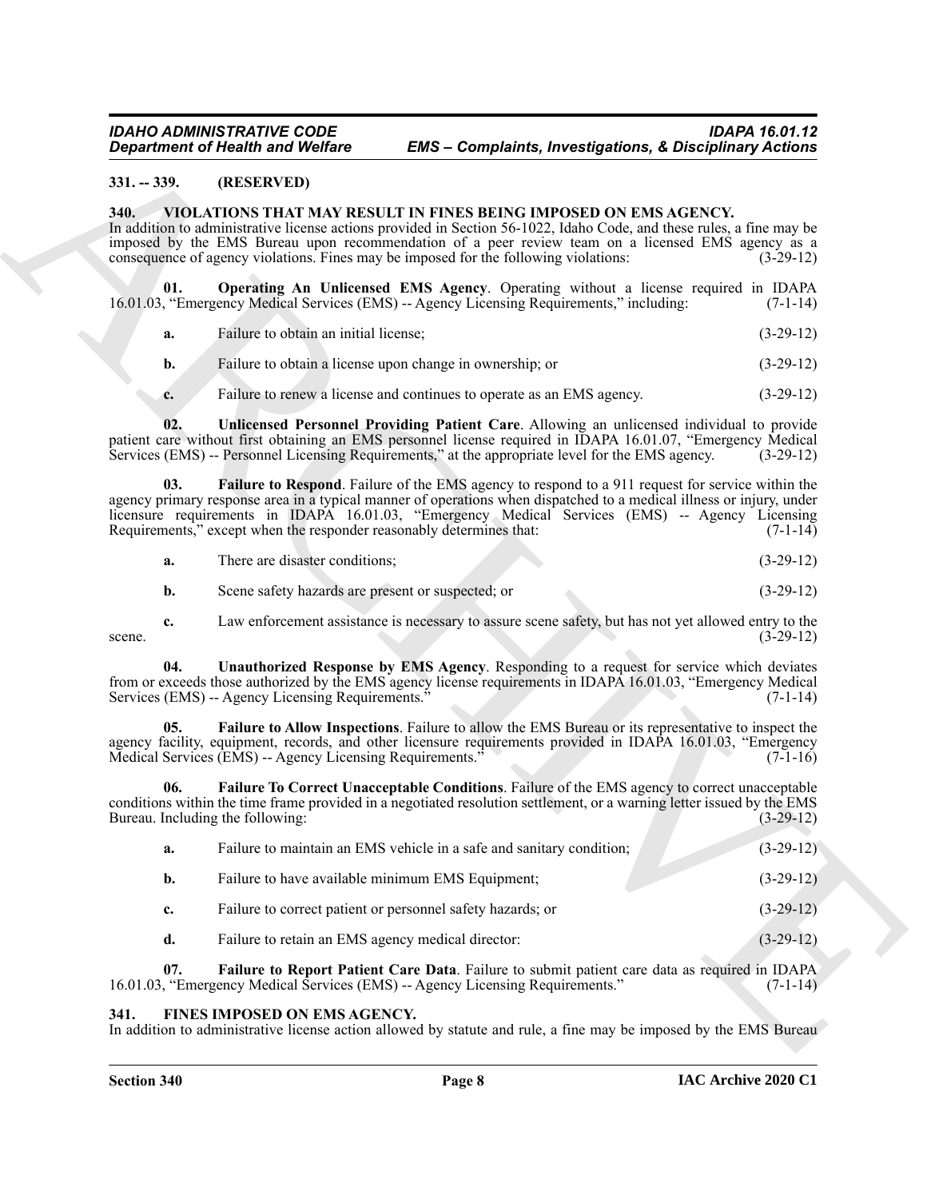**331. -- 339. (RESERVED)**

**340. VIOLATIONS THAT MAY RESULT IN FINES BEING IMPOSED ON EMS AGENCY.**

In addition to administrative license actions provided in Section 56-1022, Idaho Code, and these rules, a fine may be imposed by the EMS Bureau upon recommendation of a peer review team on a licensed EMS agency as a consequence of agency violations. Fines may be imposed for the following violations: (3-29-12)

**01. Operating An Unlicensed EMS Agency**. Operating without a license required in IDAPA 16.01.03, "Emergency Medical Services (EMS) -- Agency Licensing Requirements," including: (7-1-14)

**a.** Failure to obtain an initial license; (3-29-12)

**b.** Failure to obtain a license upon change in ownership; or (3-29-12)

**c.** Failure to renew a license and continues to operate as an EMS agency. (3-29-12)

**02. Unlicensed Personnel Providing Patient Care**. Allowing an unlicensed individual to provide patient care without first obtaining an EMS personnel license required in IDAPA 16.01.07, "Emergency Medical Services (EMS) -- Personnel Licensing Requirements," at the appropriate level for the EMS agency. (3-29-12)

**03. Failure to Respond**. Failure of the EMS agency to respond to a 911 request for service within the agency primary response area in a typical manner of operations when dispatched to a medical illness or injury, under licensure requirements in IDAPA 16.01.03, "Emergency Medical Services (EMS) -- Agency Licensing Requirements," except when the responder reasonably determines that: (7-1-14)

**a.** There are disaster conditions; (3-29-12)

**b.** Scene safety hazards are present or suspected; or (3-29-12)

**c.** Law enforcement assistance is necessary to assure scene safety, but has not yet allowed entry to the scene. (3-29-12)

**04. Unauthorized Response by EMS Agency**. Responding to a request for service which deviates from or exceeds those authorized by the EMS agency license requirements in IDAPA 16.01.03, "Emergency Medical Services (EMS) -- Agency Licensing Requirements." (7-1-14)

**05. Failure to Allow Inspections**. Failure to allow the EMS Bureau or its representative to inspect the agency facility, equipment, records, and other licensure requirements provided in IDAPA 16.01.03, "Emergency Medical Services (EMS) -- Agency Licensing Requirements." (7-1-16)

**06. Failure To Correct Unacceptable Conditions**. Failure of the EMS agency to correct unacceptable conditions within the time frame provided in a negotiated resolution settlement, or a warning letter issued by the EMS Bureau. Including the following: (3-29-12)

**a.** Failure to maintain an EMS vehicle in a safe and sanitary condition; (3-29-12)

**b.** Failure to have available minimum EMS Equipment; (3-29-12)

**c.** Failure to correct patient or personnel safety hazards; or (3-29-12)

**d.** Failure to retain an EMS agency medical director: (3-29-12)

**07. Failure to Report Patient Care Data**. Failure to submit patient care data as required in IDAPA 16.01.03, "Emergency Medical Services (EMS) -- Agency Licensing Requirements." (7-1-14)

**341. FINES IMPOSED ON EMS AGENCY.**

In addition to administrative license action allowed by statute and rule, a fine may be imposed by the EMS Bureau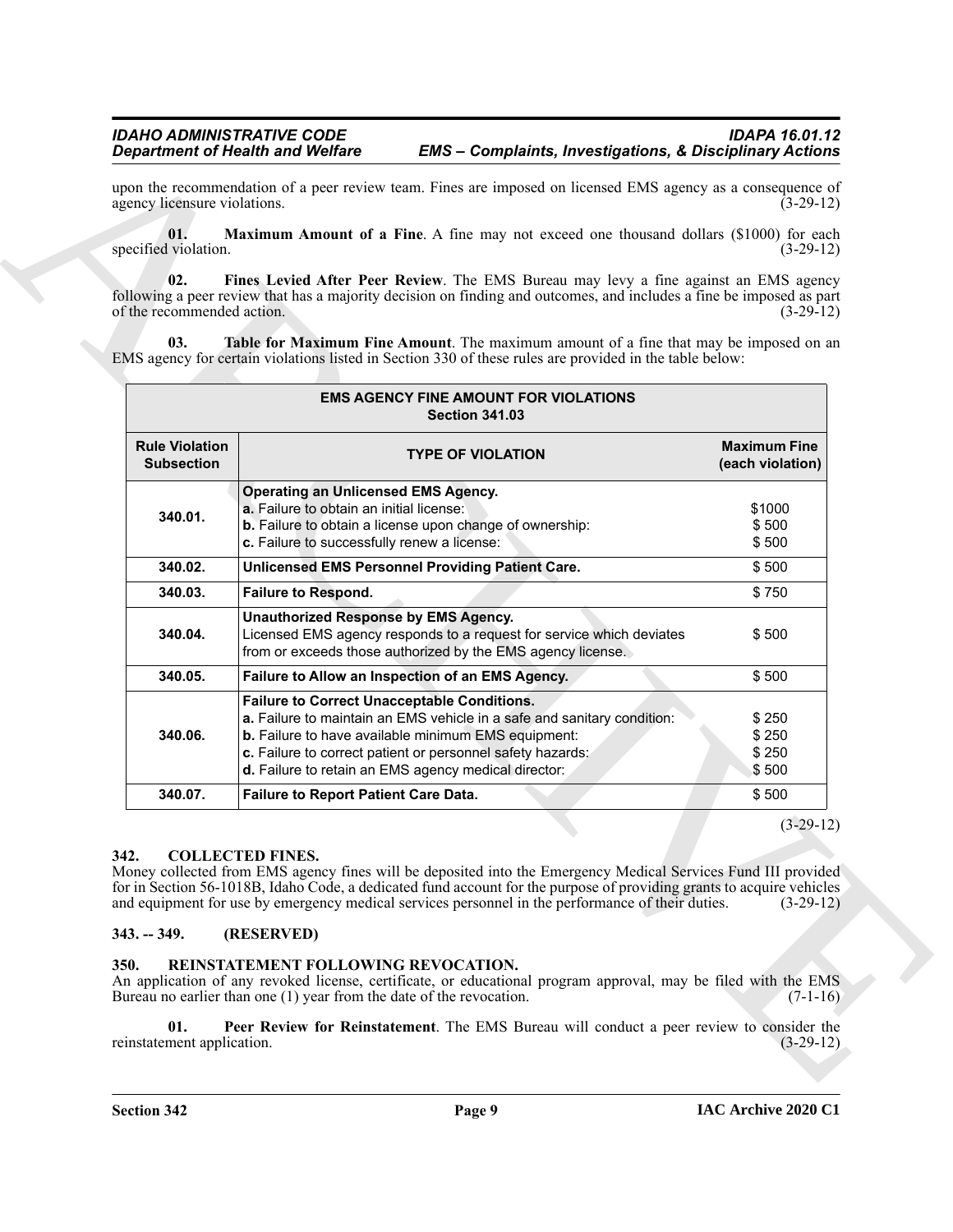upon the recommendation of a peer review team. Fines are imposed on licensed EMS agency as a consequence of agency licensure violations. (3-29-12)

**01. Maximum Amount of a Fine**. A fine may not exceed one thousand dollars ($1000) for each specified violation. (3-29-12)

**02. Fines Levied After Peer Review**. The EMS Bureau may levy a fine against an EMS agency following a peer review that has a majority decision on finding and outcomes, and includes a fine be imposed as part of the recommended action. (3-29-12)

**03. Table for Maximum Fine Amount**. The maximum amount of a fine that may be imposed on an EMS agency for certain violations listed in Section 330 of these rules are provided in the table below:

| EMS AGENCY FINE AMOUNT FOR VIOLATIONS Section 341.03 | | |
|---|---|---|
| **Rule Violation Subsection** | **TYPE OF VIOLATION** | **Maximum Fine (each violation)** |
| 340.01. | **Operating an Unlicensed EMS Agency.**<br>**a.** Failure to obtain an initial license:<br>**b.** Failure to obtain a license upon change of ownership:<br>**c.** Failure to successfully renew a license: | <br>$1000<br>$ 500<br>$ 500 |
| 340.02. | **Unlicensed EMS Personnel Providing Patient Care.** | $ 500 |
| 340.03. | **Failure to Respond.** | $ 750 |
| 340.04. | **Unauthorized Response by EMS Agency.**<br>Licensed EMS agency responds to a request for service which deviates from or exceeds those authorized by the EMS agency license. | $ 500 |
| 340.05. | **Failure to Allow an Inspection of an EMS Agency.** | $ 500 |
| 340.06. | **Failure to Correct Unacceptable Conditions.**<br>**a.** Failure to maintain an EMS vehicle in a safe and sanitary condition:<br>**b.** Failure to have available minimum EMS equipment:<br>**c.** Failure to correct patient or personnel safety hazards:<br>**d.** Failure to retain an EMS agency medical director: | <br>$ 250<br>$ 250<br>$ 250<br>$ 500 |
| 340.07. | **Failure to Report Patient Care Data.** | $ 500 |

(3-29-12)

## 342. COLLECTED FINES.

Money collected from EMS agency fines will be deposited into the Emergency Medical Services Fund III provided for in Section 56-1018B, Idaho Code, a dedicated fund account for the purpose of providing grants to acquire vehicles and equipment for use by emergency medical services personnel in the performance of their duties. (3-29-12)

## 343. -- 349. (RESERVED)

## 350. REINSTATEMENT FOLLOWING REVOCATION.

An application of any revoked license, certificate, or educational program approval, may be filed with the EMS Bureau no earlier than one (1) year from the date of the revocation. (7-1-16)

**01. Peer Review for Reinstatement**. The EMS Bureau will conduct a peer review to consider the reinstatement application. (3-29-12)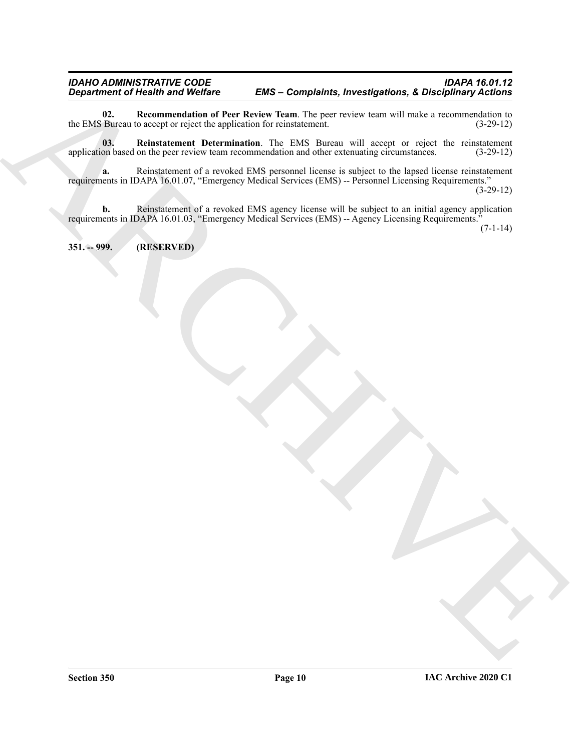**02. Recommendation of Peer Review Team**. The peer review team will make a recommendation to the EMS Bureau to accept or reject the application for reinstatement. (3-29-12)

**03. Reinstatement Determination**. The EMS Bureau will accept or reject the reinstatement application based on the peer review team recommendation and other extenuating circumstances. (3-29-12)

**a.** Reinstatement of a revoked EMS personnel license is subject to the lapsed license reinstatement requirements in IDAPA 16.01.07, "Emergency Medical Services (EMS) -- Personnel Licensing Requirements." (3-29-12)

**b.** Reinstatement of a revoked EMS agency license will be subject to an initial agency application requirements in IDAPA 16.01.03, "Emergency Medical Services (EMS) -- Agency Licensing Requirements." (7-1-14)

**351. -- 999. (RESERVED)**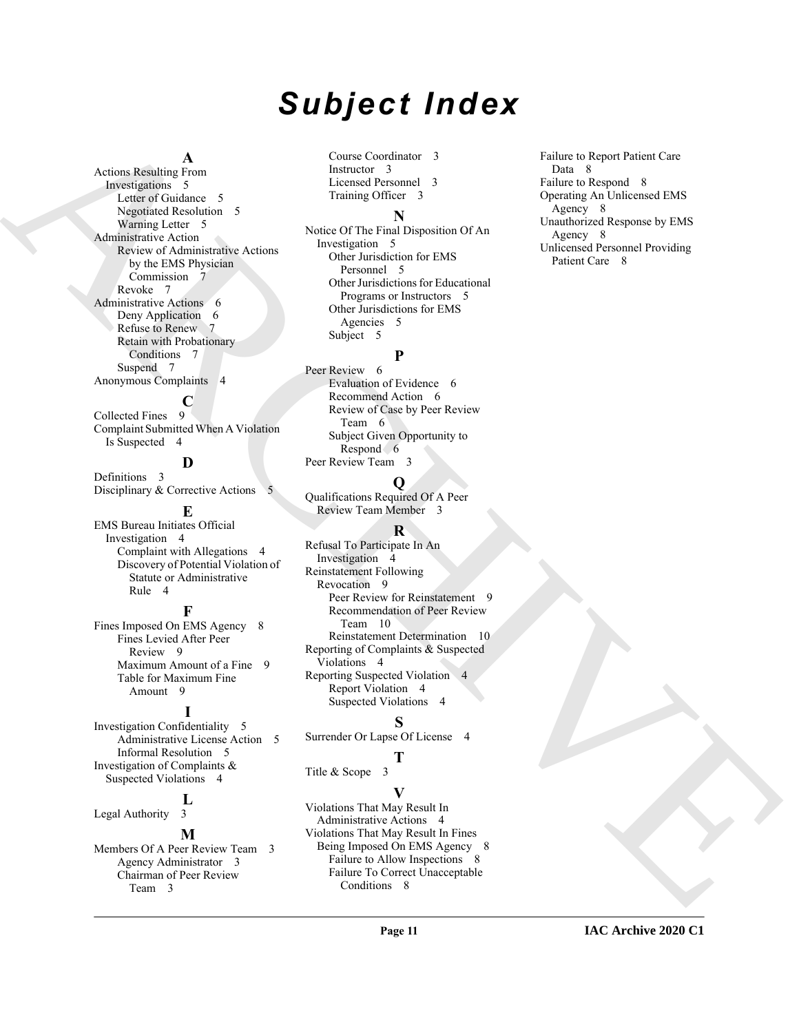# Subject Index

**A**

Actions Resulting From Investigations 5
- Letter of Guidance 5
- Negotiated Resolution 5
- Warning Letter 5

Administrative Action
- Review of Administrative Actions by the EMS Physician Commission 7
- Revoke 7

Administrative Actions 6
- Deny Application 6
- Refuse to Renew 7
- Retain with Probationary Conditions 7
- Suspend 7

Anonymous Complaints 4

**C**

Collected Fines 9

Complaint Submitted When A Violation Is Suspected 4

**D**

Definitions 3

Disciplinary & Corrective Actions 5

**E**

EMS Bureau Initiates Official Investigation 4
- Complaint with Allegations 4
- Discovery of Potential Violation of Statute or Administrative Rule 4

**F**

Fines Imposed On EMS Agency 8
- Fines Levied After Peer Review 9
- Maximum Amount of a Fine 9
- Table for Maximum Fine Amount 9

**I**

Investigation Confidentiality 5
- Administrative License Action 5
- Informal Resolution 5

Investigation of Complaints & Suspected Violations 4

**L**

Legal Authority 3

**M**

Members Of A Peer Review Team 3
- Agency Administrator 3
- Chairman of Peer Review Team 3
- Course Coordinator 3
- Instructor 3
- Licensed Personnel 3
- Training Officer 3

**N**

Notice Of The Final Disposition Of An Investigation 5
- Other Jurisdiction for EMS Personnel 5
- Other Jurisdictions for Educational Programs or Instructors 5
- Other Jurisdictions for EMS Agencies 5
- Subject 5

**P**

Peer Review 6
- Evaluation of Evidence 6
- Recommend Action 6
- Review of Case by Peer Review Team 6
- Subject Given Opportunity to Respond 6

Peer Review Team 3

**Q**

Qualifications Required Of A Peer Review Team Member 3

**R**

Refusal To Participate In An Investigation 4

Reinstatement Following Revocation 9
- Peer Review for Reinstatement 9
- Recommendation of Peer Review Team 10
- Reinstatement Determination 10

Reporting of Complaints & Suspected Violations 4

Reporting Suspected Violation 4
- Report Violation 4
- Suspected Violations 4

**S**

Surrender Or Lapse Of License 4

**T**

Title & Scope 3

**V**

Violations That May Result In Administrative Actions 4

Violations That May Result In Fines Being Imposed On EMS Agency 8
- Failure to Allow Inspections 8
- Failure To Correct Unacceptable Conditions 8
- Failure to Report Patient Care Data 8
- Failure to Respond 8
- Operating An Unlicensed EMS Agency 8
- Unauthorized Response by EMS Agency 8
- Unlicensed Personnel Providing Patient Care 8